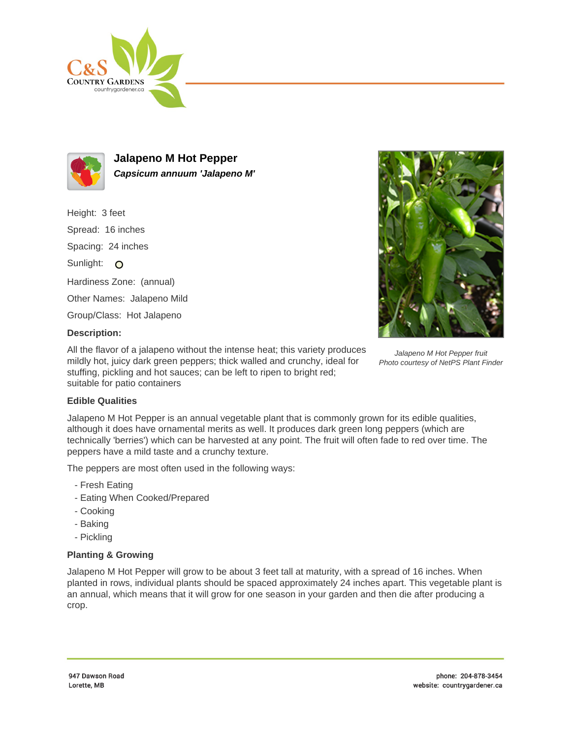# Jalapeno M Hot Pepper

***Capsicum annuum 'Jalapeno M'***

Height: 3 feet

Spread: 16 inches

Spacing: 24 inches

Sunlight:

Hardiness Zone: (annual)

Other Names: Jalapeno Mild

Group/Class: Hot Jalapeno

**Description:**

All the flavor of a jalapeno without the intense heat; this variety produces mildly hot, juicy dark green peppers; thick walled and crunchy, ideal for stuffing, pickling and hot sauces; can be left to ripen to bright red; suitable for patio containers

*Jalapeno M Hot Pepper fruit*
*Photo courtesy of NetPS Plant Finder*

## Edible Qualities

Jalapeno M Hot Pepper is an annual vegetable plant that is commonly grown for its edible qualities, although it does have ornamental merits as well. It produces dark green long peppers (which are technically 'berries') which can be harvested at any point. The fruit will often fade to red over time. The peppers have a mild taste and a crunchy texture.

The peppers are most often used in the following ways:

- Fresh Eating
- Eating When Cooked/Prepared
- Cooking
- Baking
- Pickling

## Planting & Growing

Jalapeno M Hot Pepper will grow to be about 3 feet tall at maturity, with a spread of 16 inches. When planted in rows, individual plants should be spaced approximately 24 inches apart. This vegetable plant is an annual, which means that it will grow for one season in your garden and then die after producing a crop.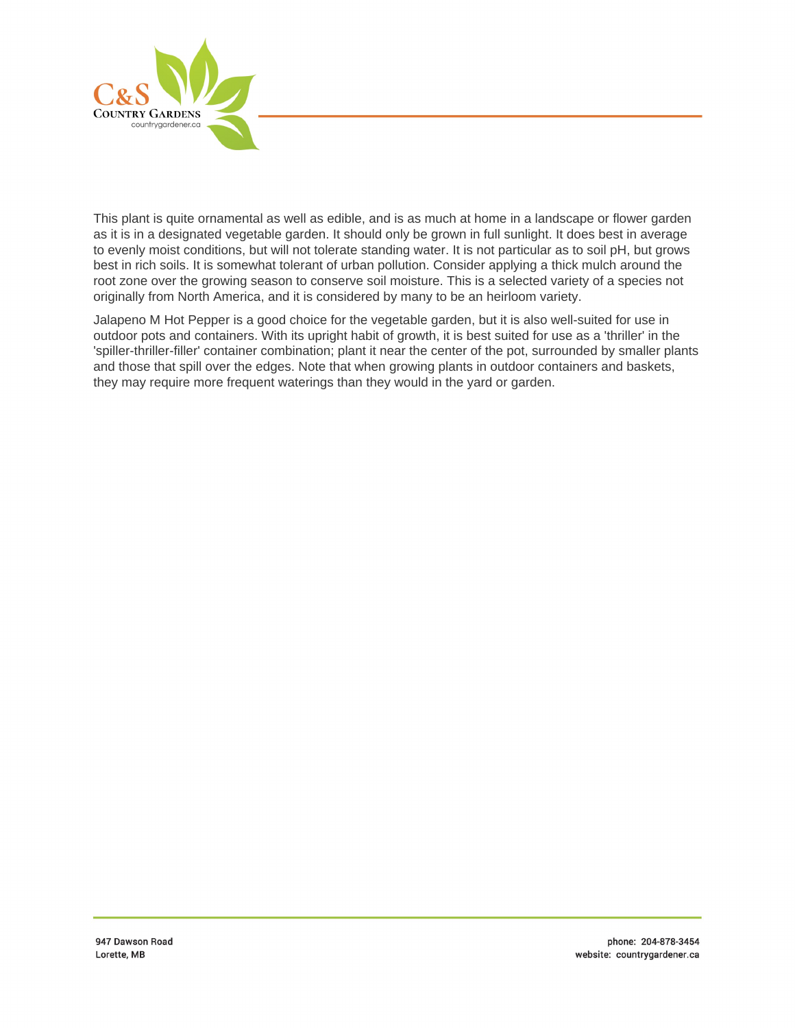This plant is quite ornamental as well as edible, and is as much at home in a landscape or flower garden as it is in a designated vegetable garden. It should only be grown in full sunlight. It does best in average to evenly moist conditions, but will not tolerate standing water. It is not particular as to soil pH, but grows best in rich soils. It is somewhat tolerant of urban pollution. Consider applying a thick mulch around the root zone over the growing season to conserve soil moisture. This is a selected variety of a species not originally from North America, and it is considered by many to be an heirloom variety.

Jalapeno M Hot Pepper is a good choice for the vegetable garden, but it is also well-suited for use in outdoor pots and containers. With its upright habit of growth, it is best suited for use as a 'thriller' in the 'spiller-thriller-filler' container combination; plant it near the center of the pot, surrounded by smaller plants and those that spill over the edges. Note that when growing plants in outdoor containers and baskets, they may require more frequent waterings than they would in the yard or garden.